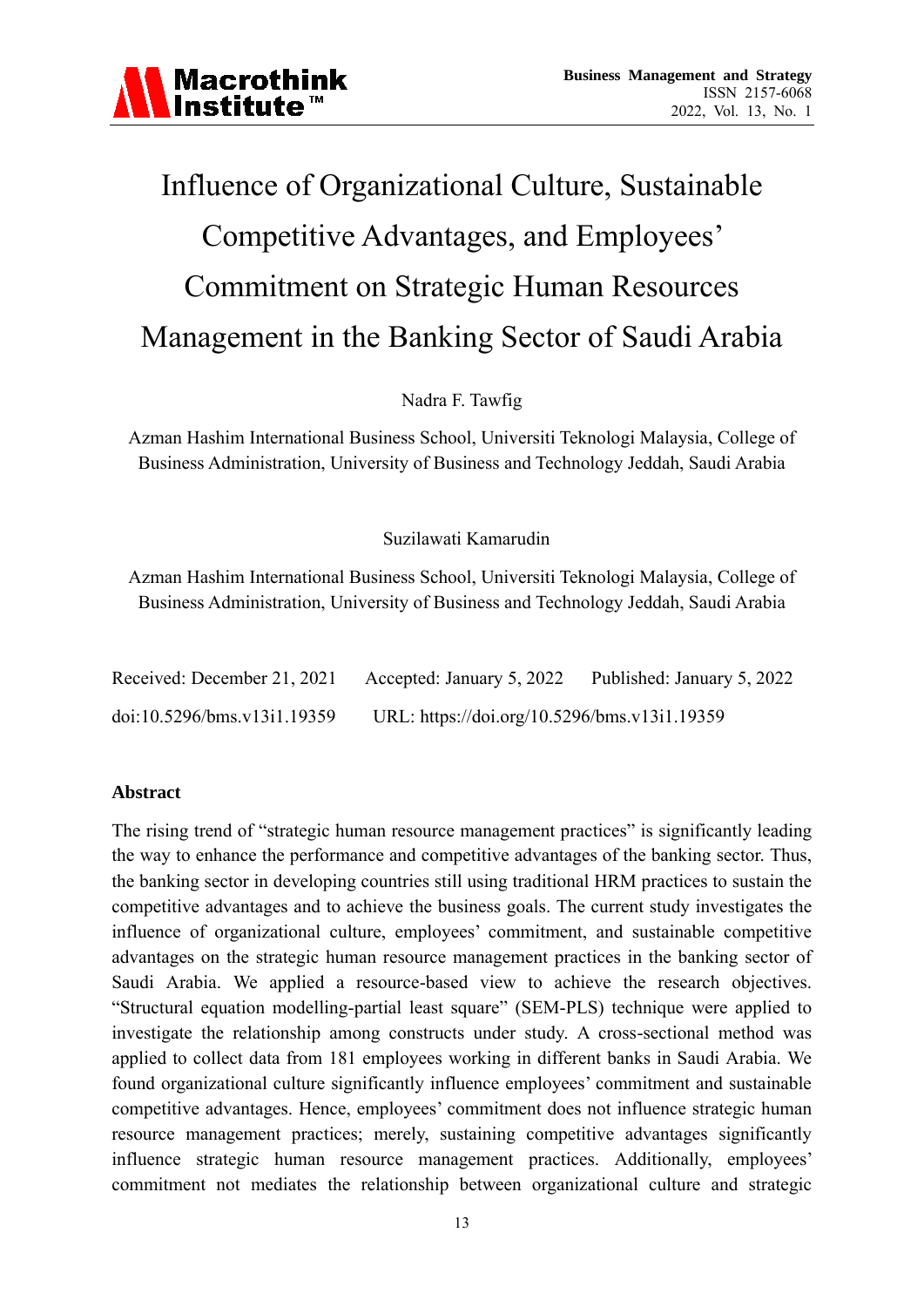# Influence of Organizational Culture, Sustainable Competitive Advantages, and Employees' Commitment on Strategic Human Resources Management in the Banking Sector of Saudi Arabia

Nadra F. Tawfig

Azman Hashim International Business School, Universiti Teknologi Malaysia, College of Business Administration, University of Business and Technology Jeddah, Saudi Arabia

Suzilawati Kamarudin

Azman Hashim International Business School, Universiti Teknologi Malaysia, College of Business Administration, University of Business and Technology Jeddah, Saudi Arabia

Received: December 21, 2021 Accepted: January 5, 2022 Published: January 5, 2022

doi:10.5296/bms.v13i1.19359 URL: https://doi.org/10.5296/bms.v13i1.19359

## Abstract

The rising trend of "strategic human resource management practices" is significantly leading the way to enhance the performance and competitive advantages of the banking sector. Thus, the banking sector in developing countries still using traditional HRM practices to sustain the competitive advantages and to achieve the business goals. The current study investigates the influence of organizational culture, employees' commitment, and sustainable competitive advantages on the strategic human resource management practices in the banking sector of Saudi Arabia. We applied a resource-based view to achieve the research objectives. "Structural equation modelling-partial least square" (SEM-PLS) technique were applied to investigate the relationship among constructs under study. A cross-sectional method was applied to collect data from 181 employees working in different banks in Saudi Arabia. We found organizational culture significantly influence employees' commitment and sustainable competitive advantages. Hence, employees' commitment does not influence strategic human resource management practices; merely, sustaining competitive advantages significantly influence strategic human resource management practices. Additionally, employees' commitment not mediates the relationship between organizational culture and strategic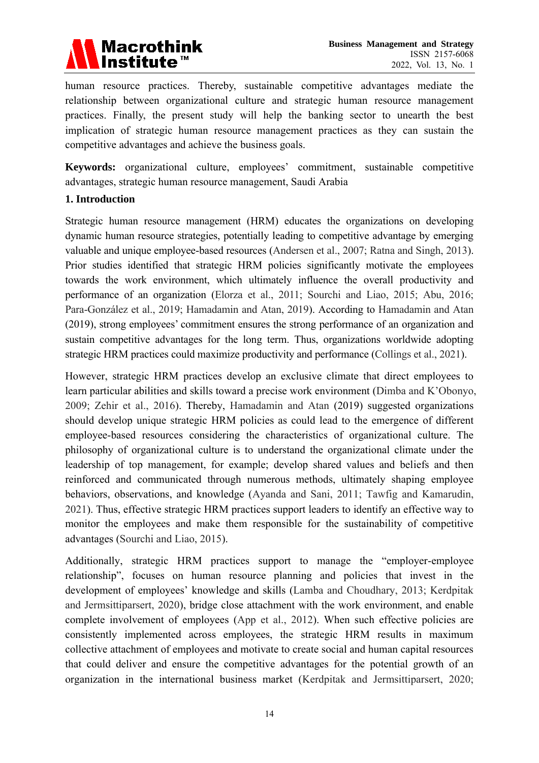human resource practices. Thereby, sustainable competitive advantages mediate the relationship between organizational culture and strategic human resource management practices. Finally, the present study will help the banking sector to unearth the best implication of strategic human resource management practices as they can sustain the competitive advantages and achieve the business goals.

**Keywords:** organizational culture, employees' commitment, sustainable competitive advantages, strategic human resource management, Saudi Arabia

## 1. Introduction

Strategic human resource management (HRM) educates the organizations on developing dynamic human resource strategies, potentially leading to competitive advantage by emerging valuable and unique employee-based resources (Andersen et al., 2007; Ratna and Singh, 2013). Prior studies identified that strategic HRM policies significantly motivate the employees towards the work environment, which ultimately influence the overall productivity and performance of an organization (Elorza et al., 2011; Sourchi and Liao, 2015; Abu, 2016; Para-González et al., 2019; Hamadamin and Atan, 2019). According to Hamadamin and Atan (2019), strong employees' commitment ensures the strong performance of an organization and sustain competitive advantages for the long term. Thus, organizations worldwide adopting strategic HRM practices could maximize productivity and performance (Collings et al., 2021).

However, strategic HRM practices develop an exclusive climate that direct employees to learn particular abilities and skills toward a precise work environment (Dimba and K'Obonyo, 2009; Zehir et al., 2016). Thereby, Hamadamin and Atan (2019) suggested organizations should develop unique strategic HRM policies as could lead to the emergence of different employee-based resources considering the characteristics of organizational culture. The philosophy of organizational culture is to understand the organizational climate under the leadership of top management, for example; develop shared values and beliefs and then reinforced and communicated through numerous methods, ultimately shaping employee behaviors, observations, and knowledge (Ayanda and Sani, 2011; Tawfig and Kamarudin, 2021). Thus, effective strategic HRM practices support leaders to identify an effective way to monitor the employees and make them responsible for the sustainability of competitive advantages (Sourchi and Liao, 2015).

Additionally, strategic HRM practices support to manage the "employer-employee relationship", focuses on human resource planning and policies that invest in the development of employees' knowledge and skills (Lamba and Choudhary, 2013; Kerdpitak and Jermsittiparsert, 2020), bridge close attachment with the work environment, and enable complete involvement of employees (App et al., 2012). When such effective policies are consistently implemented across employees, the strategic HRM results in maximum collective attachment of employees and motivate to create social and human capital resources that could deliver and ensure the competitive advantages for the potential growth of an organization in the international business market (Kerdpitak and Jermsittiparsert, 2020;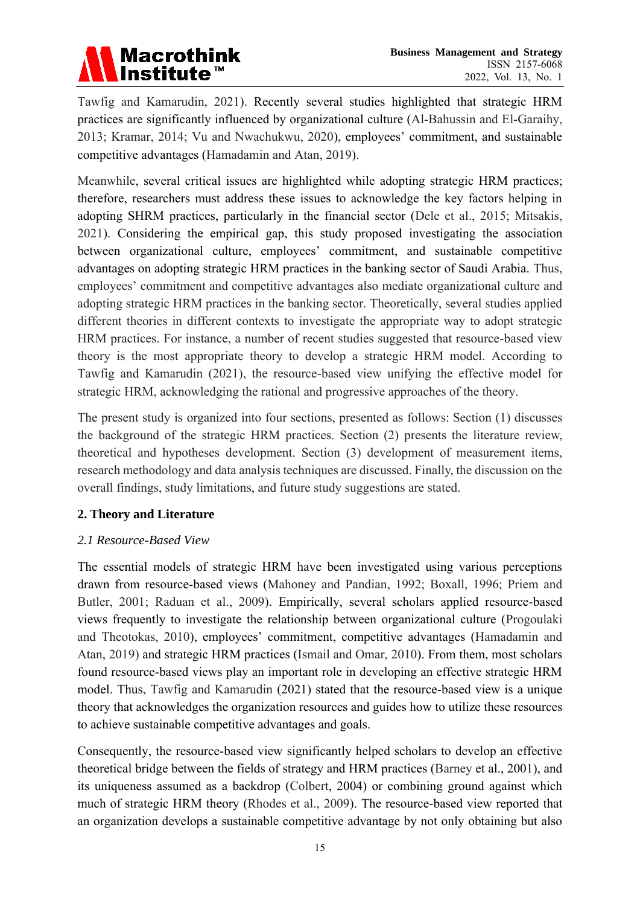Tawfig and Kamarudin, 2021). Recently several studies highlighted that strategic HRM practices are significantly influenced by organizational culture (Al-Bahussin and El-Garaihy, 2013; Kramar, 2014; Vu and Nwachukwu, 2020), employees' commitment, and sustainable competitive advantages (Hamadamin and Atan, 2019).

Meanwhile, several critical issues are highlighted while adopting strategic HRM practices; therefore, researchers must address these issues to acknowledge the key factors helping in adopting SHRM practices, particularly in the financial sector (Dele et al., 2015; Mitsakis, 2021). Considering the empirical gap, this study proposed investigating the association between organizational culture, employees' commitment, and sustainable competitive advantages on adopting strategic HRM practices in the banking sector of Saudi Arabia. Thus, employees' commitment and competitive advantages also mediate organizational culture and adopting strategic HRM practices in the banking sector. Theoretically, several studies applied different theories in different contexts to investigate the appropriate way to adopt strategic HRM practices. For instance, a number of recent studies suggested that resource-based view theory is the most appropriate theory to develop a strategic HRM model. According to Tawfig and Kamarudin (2021), the resource-based view unifying the effective model for strategic HRM, acknowledging the rational and progressive approaches of the theory.

The present study is organized into four sections, presented as follows: Section (1) discusses the background of the strategic HRM practices. Section (2) presents the literature review, theoretical and hypotheses development. Section (3) development of measurement items, research methodology and data analysis techniques are discussed. Finally, the discussion on the overall findings, study limitations, and future study suggestions are stated.

## 2. Theory and Literature

### *2.1 Resource-Based View*

The essential models of strategic HRM have been investigated using various perceptions drawn from resource-based views (Mahoney and Pandian, 1992; Boxall, 1996; Priem and Butler, 2001; Raduan et al., 2009). Empirically, several scholars applied resource-based views frequently to investigate the relationship between organizational culture (Progoulaki and Theotokas, 2010), employees' commitment, competitive advantages (Hamadamin and Atan, 2019) and strategic HRM practices (Ismail and Omar, 2010). From them, most scholars found resource-based views play an important role in developing an effective strategic HRM model. Thus, Tawfig and Kamarudin (2021) stated that the resource-based view is a unique theory that acknowledges the organization resources and guides how to utilize these resources to achieve sustainable competitive advantages and goals.

Consequently, the resource-based view significantly helped scholars to develop an effective theoretical bridge between the fields of strategy and HRM practices (Barney et al., 2001), and its uniqueness assumed as a backdrop (Colbert, 2004) or combining ground against which much of strategic HRM theory (Rhodes et al., 2009). The resource-based view reported that an organization develops a sustainable competitive advantage by not only obtaining but also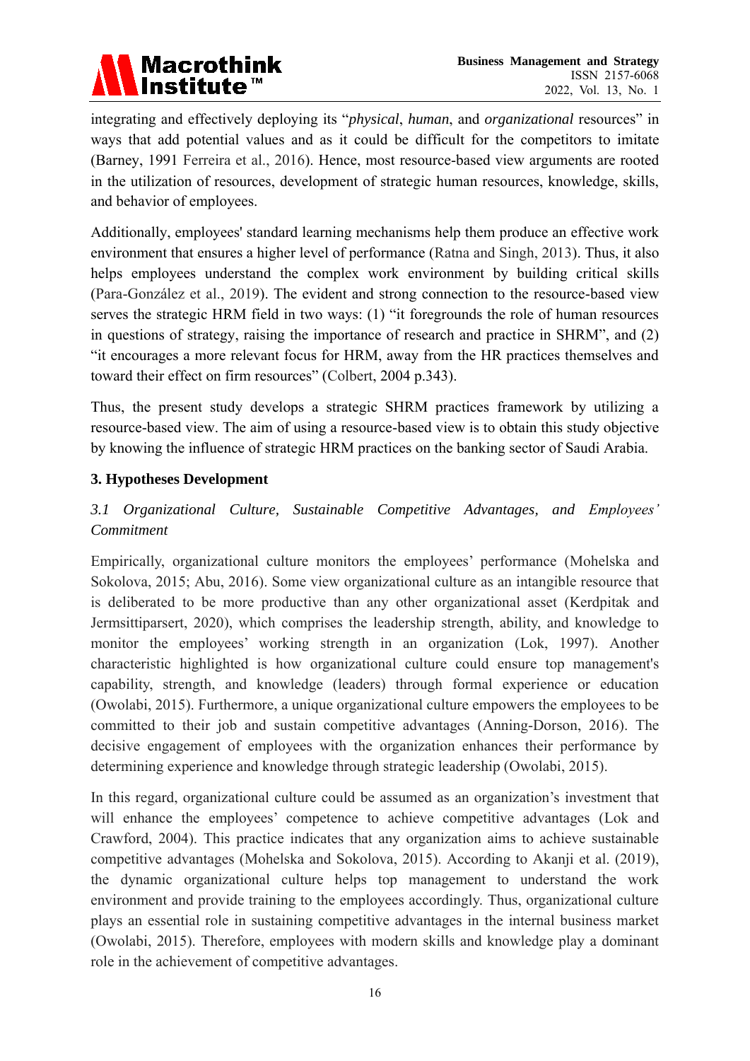integrating and effectively deploying its "*physical*, *human*, and *organizational* resources" in ways that add potential values and as it could be difficult for the competitors to imitate (Barney, 1991 Ferreira et al., 2016). Hence, most resource-based view arguments are rooted in the utilization of resources, development of strategic human resources, knowledge, skills, and behavior of employees.

Additionally, employees' standard learning mechanisms help them produce an effective work environment that ensures a higher level of performance (Ratna and Singh, 2013). Thus, it also helps employees understand the complex work environment by building critical skills (Para-González et al., 2019). The evident and strong connection to the resource-based view serves the strategic HRM field in two ways: (1) "it foregrounds the role of human resources in questions of strategy, raising the importance of research and practice in SHRM", and (2) "it encourages a more relevant focus for HRM, away from the HR practices themselves and toward their effect on firm resources" (Colbert, 2004 p.343).

Thus, the present study develops a strategic SHRM practices framework by utilizing a resource-based view. The aim of using a resource-based view is to obtain this study objective by knowing the influence of strategic HRM practices on the banking sector of Saudi Arabia.

## 3. Hypotheses Development

### *3.1 Organizational Culture, Sustainable Competitive Advantages, and Employees' Commitment*

Empirically, organizational culture monitors the employees' performance (Mohelska and Sokolova, 2015; Abu, 2016). Some view organizational culture as an intangible resource that is deliberated to be more productive than any other organizational asset (Kerdpitak and Jermsittiparsert, 2020), which comprises the leadership strength, ability, and knowledge to monitor the employees' working strength in an organization (Lok, 1997). Another characteristic highlighted is how organizational culture could ensure top management's capability, strength, and knowledge (leaders) through formal experience or education (Owolabi, 2015). Furthermore, a unique organizational culture empowers the employees to be committed to their job and sustain competitive advantages (Anning-Dorson, 2016). The decisive engagement of employees with the organization enhances their performance by determining experience and knowledge through strategic leadership (Owolabi, 2015).

In this regard, organizational culture could be assumed as an organization's investment that will enhance the employees' competence to achieve competitive advantages (Lok and Crawford, 2004). This practice indicates that any organization aims to achieve sustainable competitive advantages (Mohelska and Sokolova, 2015). According to Akanji et al. (2019), the dynamic organizational culture helps top management to understand the work environment and provide training to the employees accordingly. Thus, organizational culture plays an essential role in sustaining competitive advantages in the internal business market (Owolabi, 2015). Therefore, employees with modern skills and knowledge play a dominant role in the achievement of competitive advantages.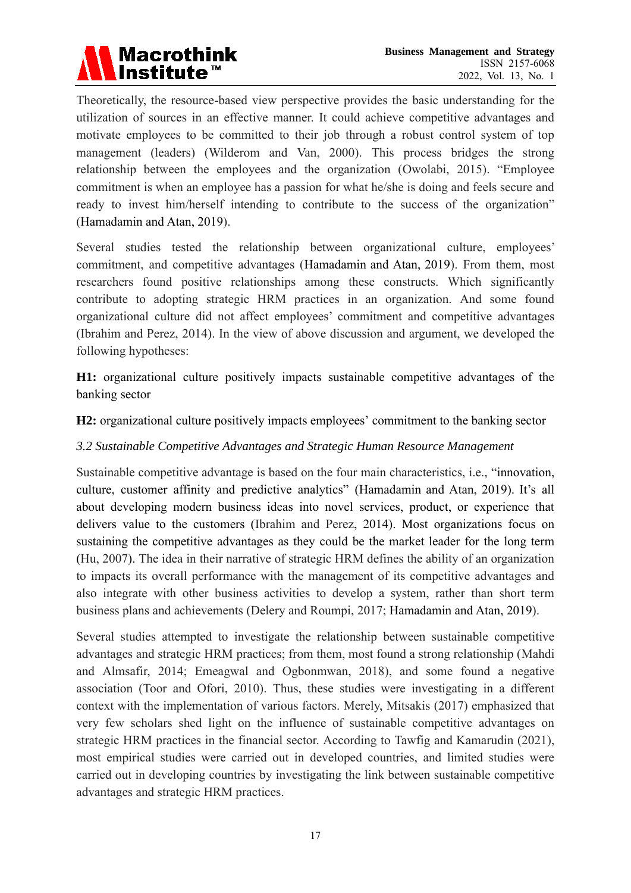Theoretically, the resource-based view perspective provides the basic understanding for the utilization of sources in an effective manner. It could achieve competitive advantages and motivate employees to be committed to their job through a robust control system of top management (leaders) (Wilderom and Van, 2000). This process bridges the strong relationship between the employees and the organization (Owolabi, 2015). "Employee commitment is when an employee has a passion for what he/she is doing and feels secure and ready to invest him/herself intending to contribute to the success of the organization" (Hamadamin and Atan, 2019).

Several studies tested the relationship between organizational culture, employees' commitment, and competitive advantages (Hamadamin and Atan, 2019). From them, most researchers found positive relationships among these constructs. Which significantly contribute to adopting strategic HRM practices in an organization. And some found organizational culture did not affect employees' commitment and competitive advantages (Ibrahim and Perez, 2014). In the view of above discussion and argument, we developed the following hypotheses:

**H1:** organizational culture positively impacts sustainable competitive advantages of the banking sector

**H2:** organizational culture positively impacts employees' commitment to the banking sector

### *3.2 Sustainable Competitive Advantages and Strategic Human Resource Management*

Sustainable competitive advantage is based on the four main characteristics, i.e., "innovation, culture, customer affinity and predictive analytics" (Hamadamin and Atan, 2019). It's all about developing modern business ideas into novel services, product, or experience that delivers value to the customers (Ibrahim and Perez, 2014). Most organizations focus on sustaining the competitive advantages as they could be the market leader for the long term (Hu, 2007). The idea in their narrative of strategic HRM defines the ability of an organization to impacts its overall performance with the management of its competitive advantages and also integrate with other business activities to develop a system, rather than short term business plans and achievements (Delery and Roumpi, 2017; Hamadamin and Atan, 2019).

Several studies attempted to investigate the relationship between sustainable competitive advantages and strategic HRM practices; from them, most found a strong relationship (Mahdi and Almsafir, 2014; Emeagwal and Ogbonmwan, 2018), and some found a negative association (Toor and Ofori, 2010). Thus, these studies were investigating in a different context with the implementation of various factors. Merely, Mitsakis (2017) emphasized that very few scholars shed light on the influence of sustainable competitive advantages on strategic HRM practices in the financial sector. According to Tawfig and Kamarudin (2021), most empirical studies were carried out in developed countries, and limited studies were carried out in developing countries by investigating the link between sustainable competitive advantages and strategic HRM practices.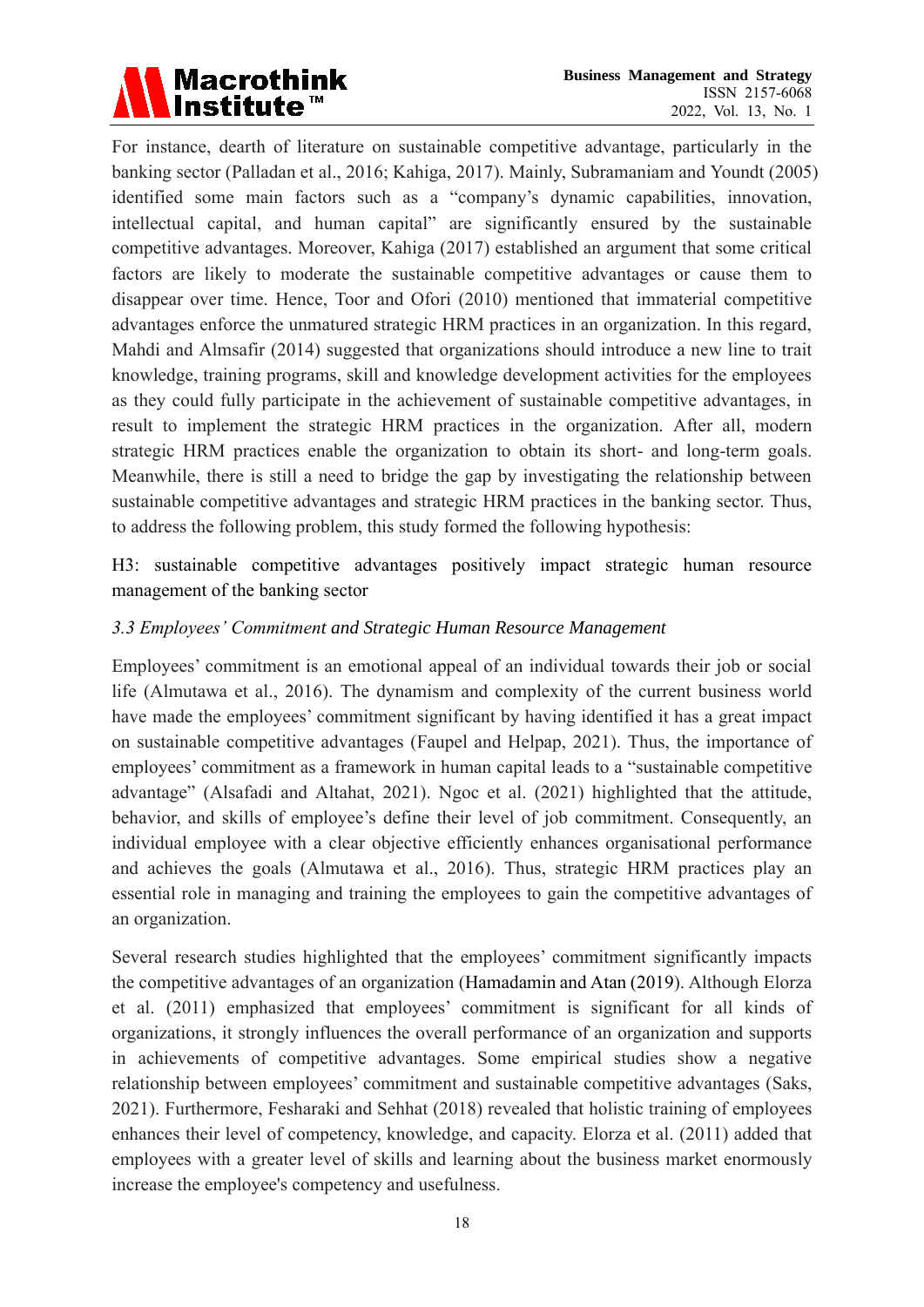For instance, dearth of literature on sustainable competitive advantage, particularly in the banking sector (Palladan et al., 2016; Kahiga, 2017). Mainly, Subramaniam and Youndt (2005) identified some main factors such as a "company's dynamic capabilities, innovation, intellectual capital, and human capital" are significantly ensured by the sustainable competitive advantages. Moreover, Kahiga (2017) established an argument that some critical factors are likely to moderate the sustainable competitive advantages or cause them to disappear over time. Hence, Toor and Ofori (2010) mentioned that immaterial competitive advantages enforce the unmatured strategic HRM practices in an organization. In this regard, Mahdi and Almsafir (2014) suggested that organizations should introduce a new line to trait knowledge, training programs, skill and knowledge development activities for the employees as they could fully participate in the achievement of sustainable competitive advantages, in result to implement the strategic HRM practices in the organization. After all, modern strategic HRM practices enable the organization to obtain its short- and long-term goals. Meanwhile, there is still a need to bridge the gap by investigating the relationship between sustainable competitive advantages and strategic HRM practices in the banking sector. Thus, to address the following problem, this study formed the following hypothesis:

H3: sustainable competitive advantages positively impact strategic human resource management of the banking sector

### *3.3 Employees' Commitment and Strategic Human Resource Management*

Employees' commitment is an emotional appeal of an individual towards their job or social life (Almutawa et al., 2016). The dynamism and complexity of the current business world have made the employees' commitment significant by having identified it has a great impact on sustainable competitive advantages (Faupel and Helpap, 2021). Thus, the importance of employees' commitment as a framework in human capital leads to a "sustainable competitive advantage" (Alsafadi and Altahat, 2021). Ngoc et al. (2021) highlighted that the attitude, behavior, and skills of employee's define their level of job commitment. Consequently, an individual employee with a clear objective efficiently enhances organisational performance and achieves the goals (Almutawa et al., 2016). Thus, strategic HRM practices play an essential role in managing and training the employees to gain the competitive advantages of an organization.

Several research studies highlighted that the employees' commitment significantly impacts the competitive advantages of an organization (Hamadamin and Atan (2019). Although Elorza et al. (2011) emphasized that employees' commitment is significant for all kinds of organizations, it strongly influences the overall performance of an organization and supports in achievements of competitive advantages. Some empirical studies show a negative relationship between employees' commitment and sustainable competitive advantages (Saks, 2021). Furthermore, Fesharaki and Sehhat (2018) revealed that holistic training of employees enhances their level of competency, knowledge, and capacity. Elorza et al. (2011) added that employees with a greater level of skills and learning about the business market enormously increase the employee's competency and usefulness.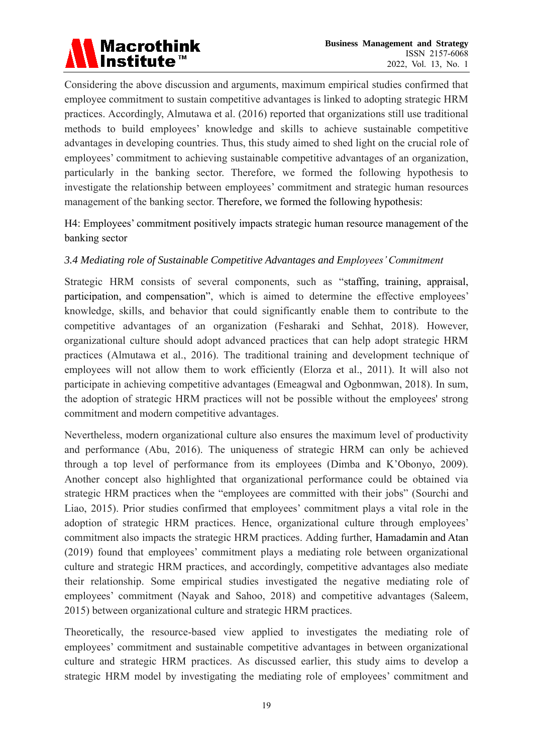Considering the above discussion and arguments, maximum empirical studies confirmed that employee commitment to sustain competitive advantages is linked to adopting strategic HRM practices. Accordingly, Almutawa et al. (2016) reported that organizations still use traditional methods to build employees' knowledge and skills to achieve sustainable competitive advantages in developing countries. Thus, this study aimed to shed light on the crucial role of employees' commitment to achieving sustainable competitive advantages of an organization, particularly in the banking sector. Therefore, we formed the following hypothesis to investigate the relationship between employees' commitment and strategic human resources management of the banking sector. Therefore, we formed the following hypothesis:

H4: Employees' commitment positively impacts strategic human resource management of the banking sector

### *3.4 Mediating role of Sustainable Competitive Advantages and Employees' Commitment*

Strategic HRM consists of several components, such as "staffing, training, appraisal, participation, and compensation", which is aimed to determine the effective employees' knowledge, skills, and behavior that could significantly enable them to contribute to the competitive advantages of an organization (Fesharaki and Sehhat, 2018). However, organizational culture should adopt advanced practices that can help adopt strategic HRM practices (Almutawa et al., 2016). The traditional training and development technique of employees will not allow them to work efficiently (Elorza et al., 2011). It will also not participate in achieving competitive advantages (Emeagwal and Ogbonmwan, 2018). In sum, the adoption of strategic HRM practices will not be possible without the employees' strong commitment and modern competitive advantages.

Nevertheless, modern organizational culture also ensures the maximum level of productivity and performance (Abu, 2016). The uniqueness of strategic HRM can only be achieved through a top level of performance from its employees (Dimba and K'Obonyo, 2009). Another concept also highlighted that organizational performance could be obtained via strategic HRM practices when the "employees are committed with their jobs" (Sourchi and Liao, 2015). Prior studies confirmed that employees' commitment plays a vital role in the adoption of strategic HRM practices. Hence, organizational culture through employees' commitment also impacts the strategic HRM practices. Adding further, Hamadamin and Atan (2019) found that employees' commitment plays a mediating role between organizational culture and strategic HRM practices, and accordingly, competitive advantages also mediate their relationship. Some empirical studies investigated the negative mediating role of employees' commitment (Nayak and Sahoo, 2018) and competitive advantages (Saleem, 2015) between organizational culture and strategic HRM practices.

Theoretically, the resource-based view applied to investigates the mediating role of employees' commitment and sustainable competitive advantages in between organizational culture and strategic HRM practices. As discussed earlier, this study aims to develop a strategic HRM model by investigating the mediating role of employees' commitment and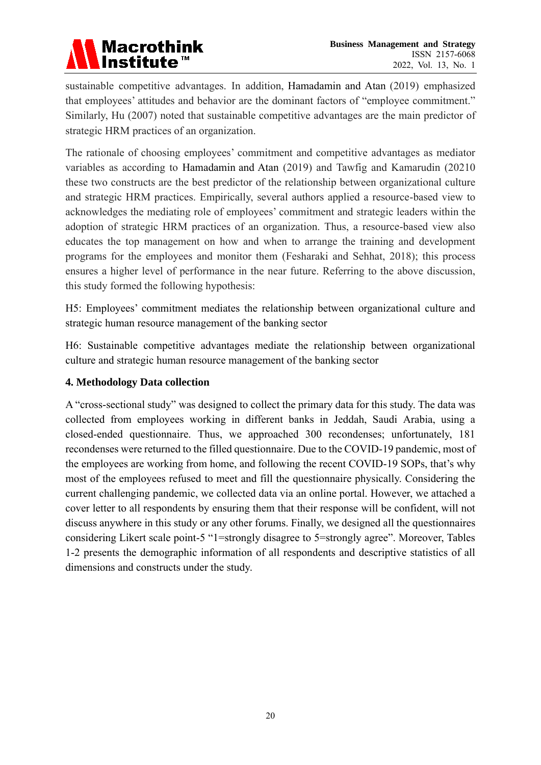sustainable competitive advantages. In addition, Hamadamin and Atan (2019) emphasized that employees' attitudes and behavior are the dominant factors of "employee commitment." Similarly, Hu (2007) noted that sustainable competitive advantages are the main predictor of strategic HRM practices of an organization.

The rationale of choosing employees' commitment and competitive advantages as mediator variables as according to Hamadamin and Atan (2019) and Tawfig and Kamarudin (20210 these two constructs are the best predictor of the relationship between organizational culture and strategic HRM practices. Empirically, several authors applied a resource-based view to acknowledges the mediating role of employees' commitment and strategic leaders within the adoption of strategic HRM practices of an organization. Thus, a resource-based view also educates the top management on how and when to arrange the training and development programs for the employees and monitor them (Fesharaki and Sehhat, 2018); this process ensures a higher level of performance in the near future. Referring to the above discussion, this study formed the following hypothesis:

H5: Employees' commitment mediates the relationship between organizational culture and strategic human resource management of the banking sector

H6: Sustainable competitive advantages mediate the relationship between organizational culture and strategic human resource management of the banking sector

## 4. Methodology Data collection

A "cross-sectional study" was designed to collect the primary data for this study. The data was collected from employees working in different banks in Jeddah, Saudi Arabia, using a closed-ended questionnaire. Thus, we approached 300 recondenses; unfortunately, 181 recondenses were returned to the filled questionnaire. Due to the COVID-19 pandemic, most of the employees are working from home, and following the recent COVID-19 SOPs, that's why most of the employees refused to meet and fill the questionnaire physically. Considering the current challenging pandemic, we collected data via an online portal. However, we attached a cover letter to all respondents by ensuring them that their response will be confident, will not discuss anywhere in this study or any other forums. Finally, we designed all the questionnaires considering Likert scale point-5 "1=strongly disagree to 5=strongly agree". Moreover, Tables 1-2 presents the demographic information of all respondents and descriptive statistics of all dimensions and constructs under the study.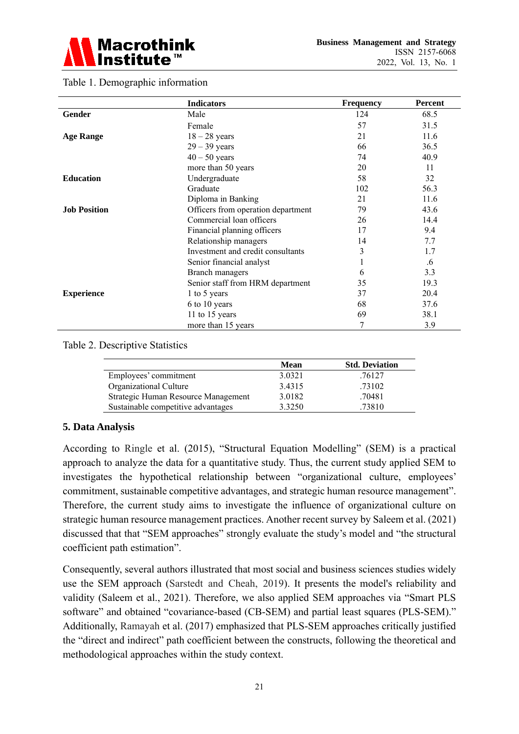Table 1. Demographic information

| | Indicators | Frequency | Percent |
|---|---|---|---|
| **Gender** | Male | 124 | 68.5 |
| | Female | 57 | 31.5 |
| **Age Range** | 18 – 28 years | 21 | 11.6 |
| | 29 – 39 years | 66 | 36.5 |
| | 40 – 50 years | 74 | 40.9 |
| | more than 50 years | 20 | 11 |
| **Education** | Undergraduate | 58 | 32 |
| | Graduate | 102 | 56.3 |
| | Diploma in Banking | 21 | 11.6 |
| **Job Position** | Officers from operation department | 79 | 43.6 |
| | Commercial loan officers | 26 | 14.4 |
| | Financial planning officers | 17 | 9.4 |
| | Relationship managers | 14 | 7.7 |
| | Investment and credit consultants | 3 | 1.7 |
| | Senior financial analyst | 1 | .6 |
| | Branch managers | 6 | 3.3 |
| | Senior staff from HRM department | 35 | 19.3 |
| **Experience** | 1 to 5 years | 37 | 20.4 |
| | 6 to 10 years | 68 | 37.6 |
| | 11 to 15 years | 69 | 38.1 |
| | more than 15 years | 7 | 3.9 |

Table 2. Descriptive Statistics

| | Mean | Std. Deviation |
|---|---|---|
| Employees' commitment | 3.0321 | .76127 |
| Organizational Culture | 3.4315 | .73102 |
| Strategic Human Resource Management | 3.0182 | .70481 |
| Sustainable competitive advantages | 3.3250 | .73810 |

## 5. Data Analysis

According to Ringle et al. (2015), "Structural Equation Modelling" (SEM) is a practical approach to analyze the data for a quantitative study. Thus, the current study applied SEM to investigates the hypothetical relationship between "organizational culture, employees' commitment, sustainable competitive advantages, and strategic human resource management". Therefore, the current study aims to investigate the influence of organizational culture on strategic human resource management practices. Another recent survey by Saleem et al. (2021) discussed that that "SEM approaches" strongly evaluate the study's model and "the structural coefficient path estimation".

Consequently, several authors illustrated that most social and business sciences studies widely use the SEM approach (Sarstedt and Cheah, 2019). It presents the model's reliability and validity (Saleem et al., 2021). Therefore, we also applied SEM approaches via "Smart PLS software" and obtained "covariance-based (CB-SEM) and partial least squares (PLS-SEM)." Additionally, Ramayah et al. (2017) emphasized that PLS-SEM approaches critically justified the "direct and indirect" path coefficient between the constructs, following the theoretical and methodological approaches within the study context.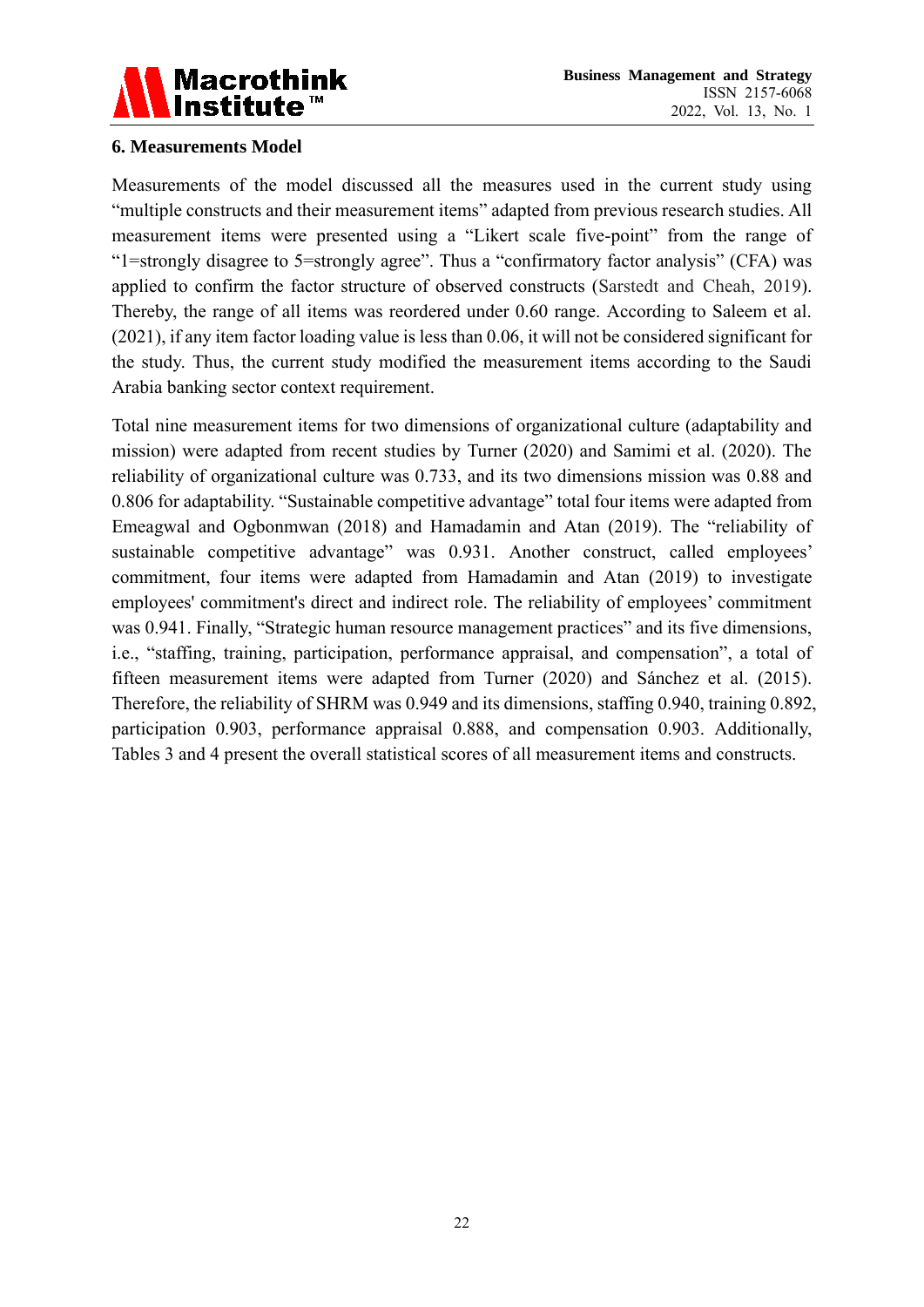### 6. Measurements Model

Measurements of the model discussed all the measures used in the current study using "multiple constructs and their measurement items" adapted from previous research studies. All measurement items were presented using a "Likert scale five-point" from the range of "1=strongly disagree to 5=strongly agree". Thus a "confirmatory factor analysis" (CFA) was applied to confirm the factor structure of observed constructs (Sarstedt and Cheah, 2019). Thereby, the range of all items was reordered under 0.60 range. According to Saleem et al. (2021), if any item factor loading value is less than 0.06, it will not be considered significant for the study. Thus, the current study modified the measurement items according to the Saudi Arabia banking sector context requirement.

Total nine measurement items for two dimensions of organizational culture (adaptability and mission) were adapted from recent studies by Turner (2020) and Samimi et al. (2020). The reliability of organizational culture was 0.733, and its two dimensions mission was 0.88 and 0.806 for adaptability. "Sustainable competitive advantage" total four items were adapted from Emeagwal and Ogbonmwan (2018) and Hamadamin and Atan (2019). The "reliability of sustainable competitive advantage" was 0.931. Another construct, called employees' commitment, four items were adapted from Hamadamin and Atan (2019) to investigate employees' commitment's direct and indirect role. The reliability of employees' commitment was 0.941. Finally, "Strategic human resource management practices" and its five dimensions, i.e., "staffing, training, participation, performance appraisal, and compensation", a total of fifteen measurement items were adapted from Turner (2020) and Sánchez et al. (2015). Therefore, the reliability of SHRM was 0.949 and its dimensions, staffing 0.940, training 0.892, participation 0.903, performance appraisal 0.888, and compensation 0.903. Additionally, Tables 3 and 4 present the overall statistical scores of all measurement items and constructs.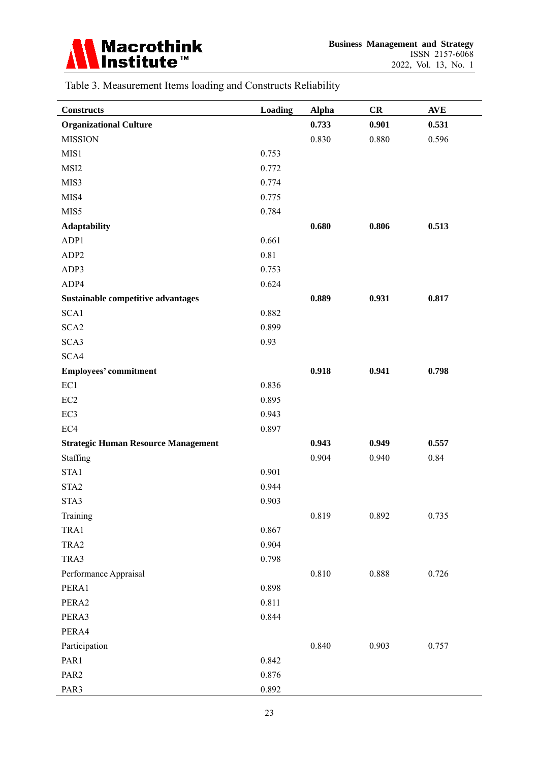Table 3. Measurement Items loading and Constructs Reliability

| Constructs | Loading | Alpha | CR | AVE |
|---|---|---|---|---|
| **Organizational Culture** | | **0.733** | **0.901** | **0.531** |
| MISSION | | 0.830 | 0.880 | 0.596 |
| MIS1 | 0.753 | | | |
| MSI2 | 0.772 | | | |
| MIS3 | 0.774 | | | |
| MIS4 | 0.775 | | | |
| MIS5 | 0.784 | | | |
| **Adaptability** | | **0.680** | **0.806** | **0.513** |
| ADP1 | 0.661 | | | |
| ADP2 | 0.81 | | | |
| ADP3 | 0.753 | | | |
| ADP4 | 0.624 | | | |
| **Sustainable competitive advantages** | | **0.889** | **0.931** | **0.817** |
| SCA1 | 0.882 | | | |
| SCA2 | 0.899 | | | |
| SCA3 | 0.93 | | | |
| SCA4 | | | | |
| **Employees' commitment** | | **0.918** | **0.941** | **0.798** |
| EC1 | 0.836 | | | |
| EC2 | 0.895 | | | |
| EC3 | 0.943 | | | |
| EC4 | 0.897 | | | |
| **Strategic Human Resource Management** | | **0.943** | **0.949** | **0.557** |
| Staffing | | 0.904 | 0.940 | 0.84 |
| STA1 | 0.901 | | | |
| STA2 | 0.944 | | | |
| STA3 | 0.903 | | | |
| Training | | 0.819 | 0.892 | 0.735 |
| TRA1 | 0.867 | | | |
| TRA2 | 0.904 | | | |
| TRA3 | 0.798 | | | |
| Performance Appraisal | | 0.810 | 0.888 | 0.726 |
| PERA1 | 0.898 | | | |
| PERA2 | 0.811 | | | |
| PERA3 | 0.844 | | | |
| PERA4 | | | | |
| Participation | | 0.840 | 0.903 | 0.757 |
| PAR1 | 0.842 | | | |
| PAR2 | 0.876 | | | |
| PAR3 | 0.892 | | | |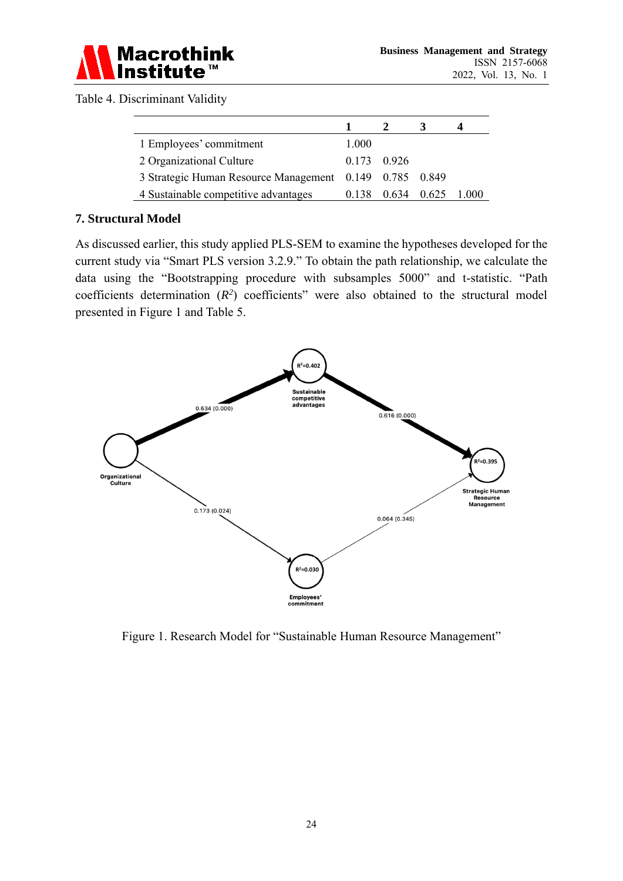Table 4. Discriminant Validity

| | 1 | 2 | 3 | 4 |
|---|---|---|---|---|
| 1 Employees' commitment | 1.000 | | | |
| 2 Organizational Culture | 0.173 | 0.926 | | |
| 3 Strategic Human Resource Management | 0.149 | 0.785 | 0.849 | |
| 4 Sustainable competitive advantages | 0.138 | 0.634 | 0.625 | 1.000 |

## 7. Structural Model

As discussed earlier, this study applied PLS-SEM to examine the hypotheses developed for the current study via "Smart PLS version 3.2.9." To obtain the path relationship, we calculate the data using the "Bootstrapping procedure with subsamples 5000" and t-statistic. "Path coefficients determination ($R^2$) coefficients" were also obtained to the structural model presented in Figure 1 and Table 5.

Figure 1. Research Model for "Sustainable Human Resource Management"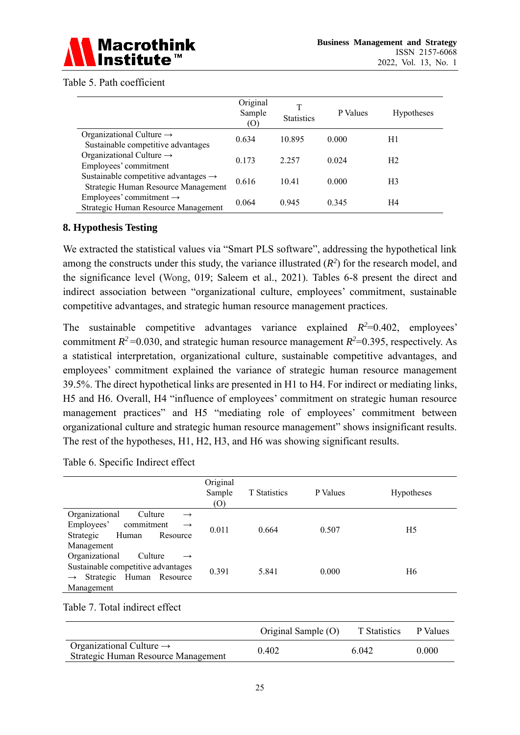Table 5. Path coefficient

| | Original Sample (O) | T Statistics | P Values | Hypotheses |
|---|---|---|---|---|
| Organizational Culture → Sustainable competitive advantages | 0.634 | 10.895 | 0.000 | H1 |
| Organizational Culture → Employees' commitment | 0.173 | 2.257 | 0.024 | H2 |
| Sustainable competitive advantages → Strategic Human Resource Management | 0.616 | 10.41 | 0.000 | H3 |
| Employees' commitment → Strategic Human Resource Management | 0.064 | 0.945 | 0.345 | H4 |

## 8. Hypothesis Testing

We extracted the statistical values via "Smart PLS software", addressing the hypothetical link among the constructs under this study, the variance illustrated ($R^2$) for the research model, and the significance level (Wong, 019; Saleem et al., 2021). Tables 6-8 present the direct and indirect association between "organizational culture, employees' commitment, sustainable competitive advantages, and strategic human resource management practices.

The sustainable competitive advantages variance explained $R^2$=0.402, employees' commitment $R^2$=0.030, and strategic human resource management $R^2$=0.395, respectively. As a statistical interpretation, organizational culture, sustainable competitive advantages, and employees' commitment explained the variance of strategic human resource management 39.5%. The direct hypothetical links are presented in H1 to H4. For indirect or mediating links, H5 and H6. Overall, H4 "influence of employees' commitment on strategic human resource management practices" and H5 "mediating role of employees' commitment between organizational culture and strategic human resource management" shows insignificant results. The rest of the hypotheses, H1, H2, H3, and H6 was showing significant results.

Table 6. Specific Indirect effect

| | Original Sample (O) | T Statistics | P Values | Hypotheses |
|---|---|---|---|---|
| Organizational Culture → Employees' commitment → Strategic Human Resource Management | 0.011 | 0.664 | 0.507 | H5 |
| Organizational Culture → Sustainable competitive advantages → Strategic Human Resource Management | 0.391 | 5.841 | 0.000 | H6 |

Table 7. Total indirect effect

| | Original Sample (O) | T Statistics | P Values |
|---|---|---|---|
| Organizational Culture → Strategic Human Resource Management | 0.402 | 6.042 | 0.000 |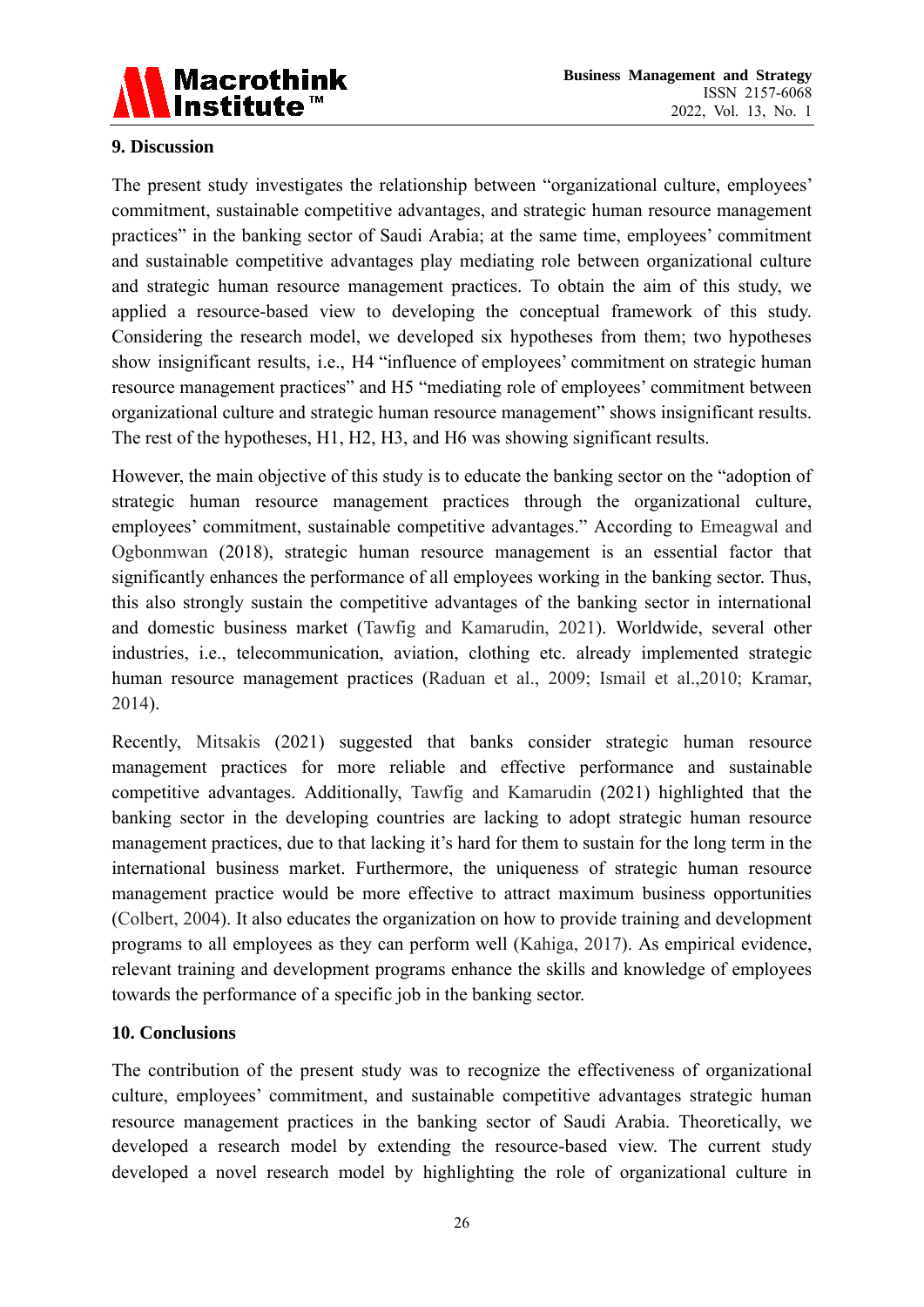## 9. Discussion

The present study investigates the relationship between “organizational culture, employees’ commitment, sustainable competitive advantages, and strategic human resource management practices” in the banking sector of Saudi Arabia; at the same time, employees’ commitment and sustainable competitive advantages play mediating role between organizational culture and strategic human resource management practices. To obtain the aim of this study, we applied a resource-based view to developing the conceptual framework of this study. Considering the research model, we developed six hypotheses from them; two hypotheses show insignificant results, i.e., H4 “influence of employees’ commitment on strategic human resource management practices” and H5 “mediating role of employees’ commitment between organizational culture and strategic human resource management” shows insignificant results. The rest of the hypotheses, H1, H2, H3, and H6 was showing significant results.

However, the main objective of this study is to educate the banking sector on the “adoption of strategic human resource management practices through the organizational culture, employees’ commitment, sustainable competitive advantages.” According to Emeagwal and Ogbonmwan (2018), strategic human resource management is an essential factor that significantly enhances the performance of all employees working in the banking sector. Thus, this also strongly sustain the competitive advantages of the banking sector in international and domestic business market (Tawfig and Kamarudin, 2021). Worldwide, several other industries, i.e., telecommunication, aviation, clothing etc. already implemented strategic human resource management practices (Raduan et al., 2009; Ismail et al.,2010; Kramar, 2014).

Recently, Mitsakis (2021) suggested that banks consider strategic human resource management practices for more reliable and effective performance and sustainable competitive advantages. Additionally, Tawfig and Kamarudin (2021) highlighted that the banking sector in the developing countries are lacking to adopt strategic human resource management practices, due to that lacking it’s hard for them to sustain for the long term in the international business market. Furthermore, the uniqueness of strategic human resource management practice would be more effective to attract maximum business opportunities (Colbert, 2004). It also educates the organization on how to provide training and development programs to all employees as they can perform well (Kahiga, 2017). As empirical evidence, relevant training and development programs enhance the skills and knowledge of employees towards the performance of a specific job in the banking sector.

## 10. Conclusions

The contribution of the present study was to recognize the effectiveness of organizational culture, employees’ commitment, and sustainable competitive advantages strategic human resource management practices in the banking sector of Saudi Arabia. Theoretically, we developed a research model by extending the resource-based view. The current study developed a novel research model by highlighting the role of organizational culture in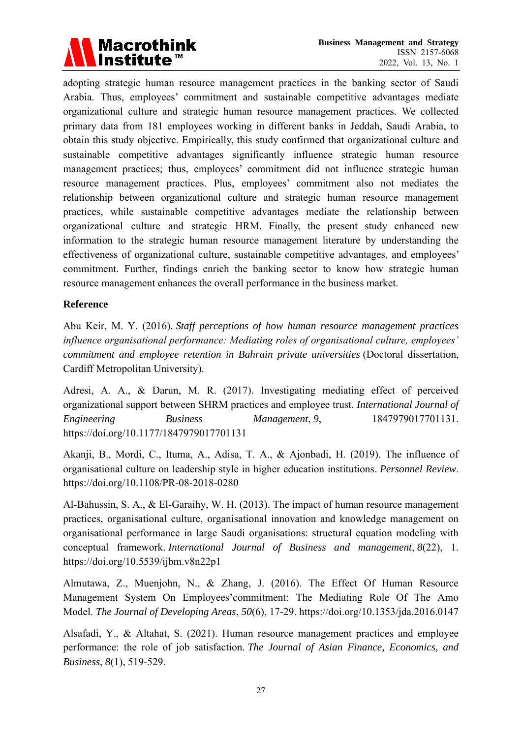adopting strategic human resource management practices in the banking sector of Saudi Arabia. Thus, employees' commitment and sustainable competitive advantages mediate organizational culture and strategic human resource management practices. We collected primary data from 181 employees working in different banks in Jeddah, Saudi Arabia, to obtain this study objective. Empirically, this study confirmed that organizational culture and sustainable competitive advantages significantly influence strategic human resource management practices; thus, employees' commitment did not influence strategic human resource management practices. Plus, employees' commitment also not mediates the relationship between organizational culture and strategic human resource management practices, while sustainable competitive advantages mediate the relationship between organizational culture and strategic HRM. Finally, the present study enhanced new information to the strategic human resource management literature by understanding the effectiveness of organizational culture, sustainable competitive advantages, and employees' commitment. Further, findings enrich the banking sector to know how strategic human resource management enhances the overall performance in the business market.

**Reference**

Abu Keir, M. Y. (2016). *Staff perceptions of how human resource management practices influence organisational performance: Mediating roles of organisational culture, employees' commitment and employee retention in Bahrain private universities* (Doctoral dissertation, Cardiff Metropolitan University).

Adresi, A. A., & Darun, M. R. (2017). Investigating mediating effect of perceived organizational support between SHRM practices and employee trust. *International Journal of Engineering Business Management*, *9*, 1847979017701131. https://doi.org/10.1177/1847979017701131

Akanji, B., Mordi, C., Ituma, A., Adisa, T. A., & Ajonbadi, H. (2019). The influence of organisational culture on leadership style in higher education institutions. *Personnel Review*. https://doi.org/10.1108/PR-08-2018-0280

Al-Bahussin, S. A., & El-Garaihy, W. H. (2013). The impact of human resource management practices, organisational culture, organisational innovation and knowledge management on organisational performance in large Saudi organisations: structural equation modeling with conceptual framework. *International Journal of Business and management*, *8*(22), 1. https://doi.org/10.5539/ijbm.v8n22p1

Almutawa, Z., Muenjohn, N., & Zhang, J. (2016). The Effect Of Human Resource Management System On Employees'commitment: The Mediating Role Of The Amo Model. *The Journal of Developing Areas*, *50*(6), 17-29. https://doi.org/10.1353/jda.2016.0147

Alsafadi, Y., & Altahat, S. (2021). Human resource management practices and employee performance: the role of job satisfaction. *The Journal of Asian Finance, Economics, and Business*, *8*(1), 519-529.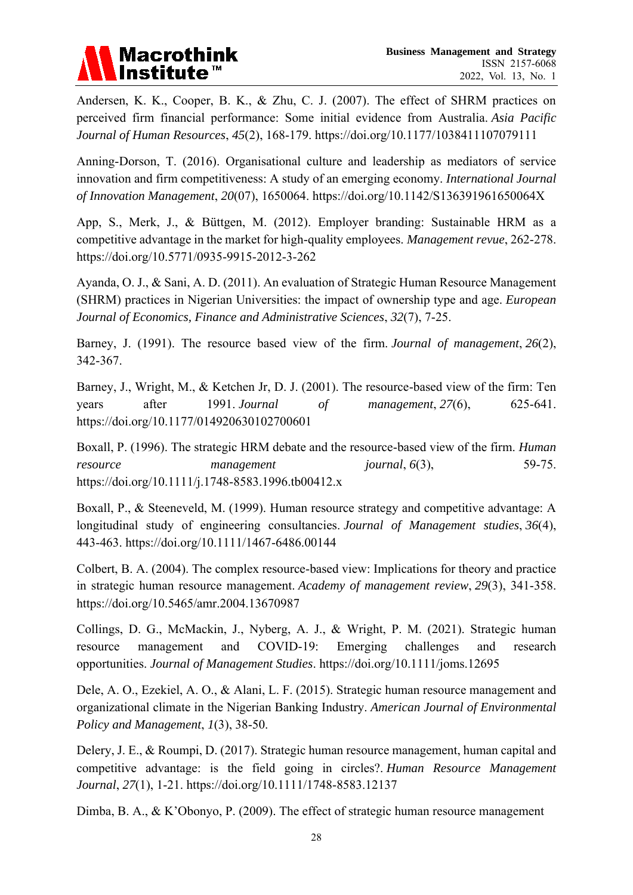Andersen, K. K., Cooper, B. K., & Zhu, C. J. (2007). The effect of SHRM practices on perceived firm financial performance: Some initial evidence from Australia. *Asia Pacific Journal of Human Resources*, *45*(2), 168-179. https://doi.org/10.1177/1038411107079111

Anning-Dorson, T. (2016). Organisational culture and leadership as mediators of service innovation and firm competitiveness: A study of an emerging economy. *International Journal of Innovation Management*, *20*(07), 1650064. https://doi.org/10.1142/S136391961650064X

App, S., Merk, J., & Büttgen, M. (2012). Employer branding: Sustainable HRM as a competitive advantage in the market for high-quality employees. *Management revue*, 262-278. https://doi.org/10.5771/0935-9915-2012-3-262

Ayanda, O. J., & Sani, A. D. (2011). An evaluation of Strategic Human Resource Management (SHRM) practices in Nigerian Universities: the impact of ownership type and age. *European Journal of Economics, Finance and Administrative Sciences*, *32*(7), 7-25.

Barney, J. (1991). The resource based view of the firm. *Journal of management*, *26*(2), 342-367.

Barney, J., Wright, M., & Ketchen Jr, D. J. (2001). The resource-based view of the firm: Ten years after 1991. *Journal of management*, *27*(6), 625-641. https://doi.org/10.1177/014920630102700601

Boxall, P. (1996). The strategic HRM debate and the resource-based view of the firm. *Human resource management journal*, *6*(3), 59-75. https://doi.org/10.1111/j.1748-8583.1996.tb00412.x

Boxall, P., & Steeneveld, M. (1999). Human resource strategy and competitive advantage: A longitudinal study of engineering consultancies. *Journal of Management studies*, *36*(4), 443-463. https://doi.org/10.1111/1467-6486.00144

Colbert, B. A. (2004). The complex resource-based view: Implications for theory and practice in strategic human resource management. *Academy of management review*, *29*(3), 341-358. https://doi.org/10.5465/amr.2004.13670987

Collings, D. G., McMackin, J., Nyberg, A. J., & Wright, P. M. (2021). Strategic human resource management and COVID-19: Emerging challenges and research opportunities. *Journal of Management Studies*. https://doi.org/10.1111/joms.12695

Dele, A. O., Ezekiel, A. O., & Alani, L. F. (2015). Strategic human resource management and organizational climate in the Nigerian Banking Industry. *American Journal of Environmental Policy and Management*, *1*(3), 38-50.

Delery, J. E., & Roumpi, D. (2017). Strategic human resource management, human capital and competitive advantage: is the field going in circles?. *Human Resource Management Journal*, *27*(1), 1-21. https://doi.org/10.1111/1748-8583.12137

Dimba, B. A., & K'Obonyo, P. (2009). The effect of strategic human resource management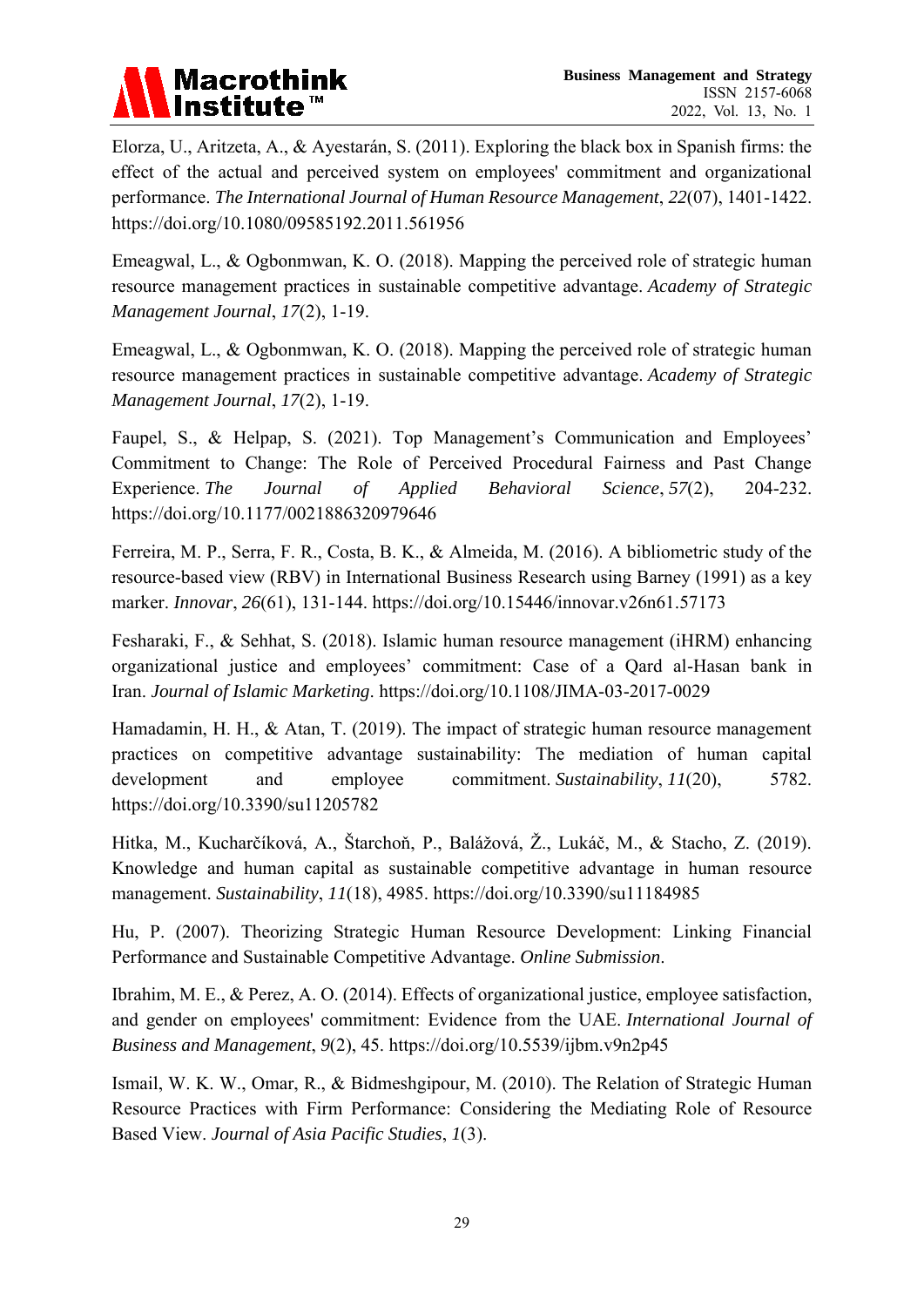Elorza, U., Aritzeta, A., & Ayestarán, S. (2011). Exploring the black box in Spanish firms: the effect of the actual and perceived system on employees' commitment and organizational performance. *The International Journal of Human Resource Management*, *22*(07), 1401-1422. https://doi.org/10.1080/09585192.2011.561956

Emeagwal, L., & Ogbonmwan, K. O. (2018). Mapping the perceived role of strategic human resource management practices in sustainable competitive advantage. *Academy of Strategic Management Journal*, *17*(2), 1-19.

Emeagwal, L., & Ogbonmwan, K. O. (2018). Mapping the perceived role of strategic human resource management practices in sustainable competitive advantage. *Academy of Strategic Management Journal*, *17*(2), 1-19.

Faupel, S., & Helpap, S. (2021). Top Management's Communication and Employees' Commitment to Change: The Role of Perceived Procedural Fairness and Past Change Experience. *The Journal of Applied Behavioral Science*, *57*(2), 204-232. https://doi.org/10.1177/0021886320979646

Ferreira, M. P., Serra, F. R., Costa, B. K., & Almeida, M. (2016). A bibliometric study of the resource-based view (RBV) in International Business Research using Barney (1991) as a key marker. *Innovar*, *26*(61), 131-144. https://doi.org/10.15446/innovar.v26n61.57173

Fesharaki, F., & Sehhat, S. (2018). Islamic human resource management (iHRM) enhancing organizational justice and employees' commitment: Case of a Qard al-Hasan bank in Iran. *Journal of Islamic Marketing*. https://doi.org/10.1108/JIMA-03-2017-0029

Hamadamin, H. H., & Atan, T. (2019). The impact of strategic human resource management practices on competitive advantage sustainability: The mediation of human capital development and employee commitment. *Sustainability*, *11*(20), 5782. https://doi.org/10.3390/su11205782

Hitka, M., Kucharčíková, A., Štarchoň, P., Balážová, Ž., Lukáč, M., & Stacho, Z. (2019). Knowledge and human capital as sustainable competitive advantage in human resource management. *Sustainability*, *11*(18), 4985. https://doi.org/10.3390/su11184985

Hu, P. (2007). Theorizing Strategic Human Resource Development: Linking Financial Performance and Sustainable Competitive Advantage. *Online Submission*.

Ibrahim, M. E., & Perez, A. O. (2014). Effects of organizational justice, employee satisfaction, and gender on employees' commitment: Evidence from the UAE. *International Journal of Business and Management*, *9*(2), 45. https://doi.org/10.5539/ijbm.v9n2p45

Ismail, W. K. W., Omar, R., & Bidmeshgipour, M. (2010). The Relation of Strategic Human Resource Practices with Firm Performance: Considering the Mediating Role of Resource Based View. *Journal of Asia Pacific Studies*, *1*(3).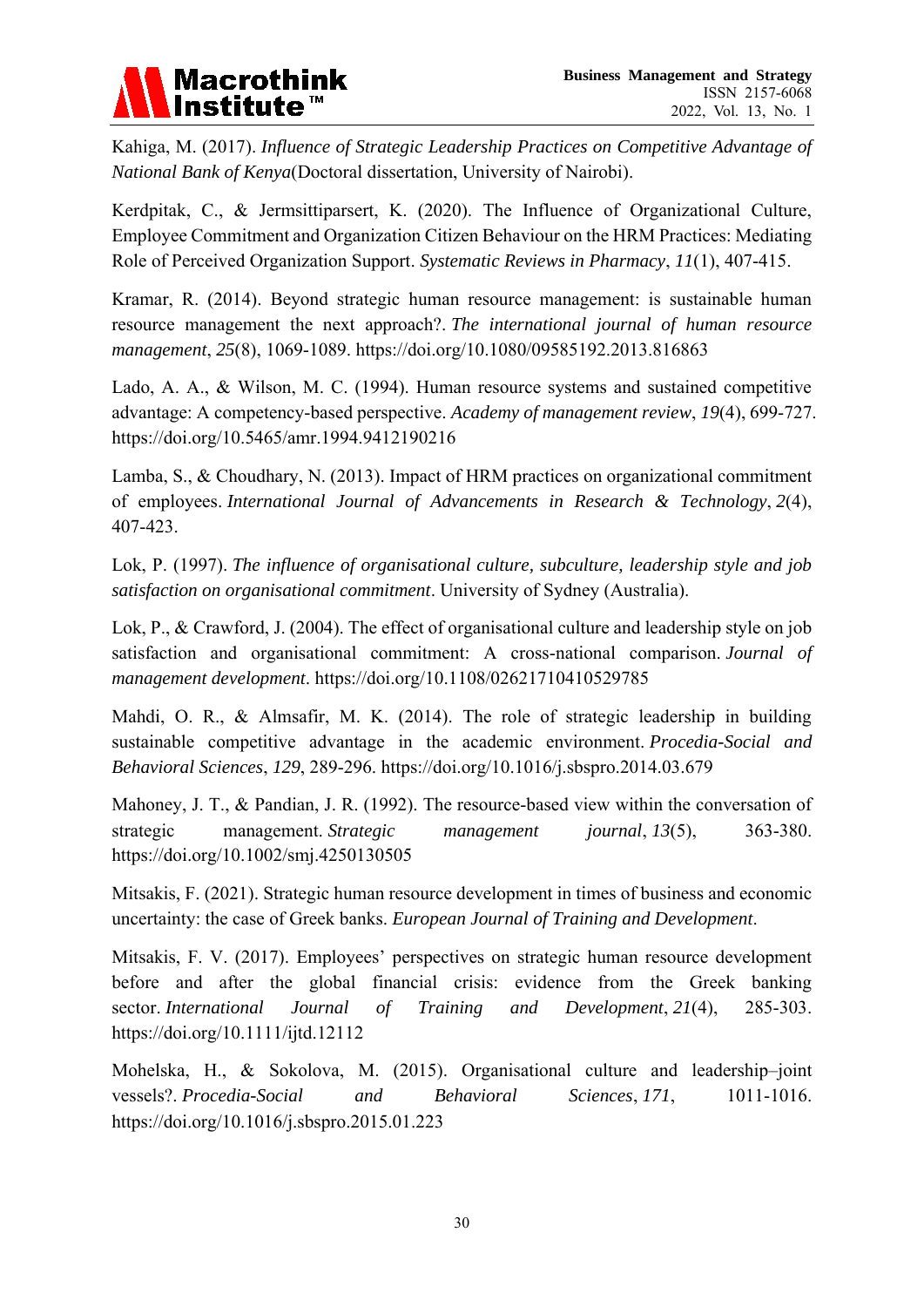Kahiga, M. (2017). *Influence of Strategic Leadership Practices on Competitive Advantage of National Bank of Kenya*(Doctoral dissertation, University of Nairobi).

Kerdpitak, C., & Jermsittiparsert, K. (2020). The Influence of Organizational Culture, Employee Commitment and Organization Citizen Behaviour on the HRM Practices: Mediating Role of Perceived Organization Support. *Systematic Reviews in Pharmacy*, *11*(1), 407-415.

Kramar, R. (2014). Beyond strategic human resource management: is sustainable human resource management the next approach?. *The international journal of human resource management*, *25*(8), 1069-1089. https://doi.org/10.1080/09585192.2013.816863

Lado, A. A., & Wilson, M. C. (1994). Human resource systems and sustained competitive advantage: A competency-based perspective. *Academy of management review*, *19*(4), 699-727. https://doi.org/10.5465/amr.1994.9412190216

Lamba, S., & Choudhary, N. (2013). Impact of HRM practices on organizational commitment of employees. *International Journal of Advancements in Research & Technology*, *2*(4), 407-423.

Lok, P. (1997). *The influence of organisational culture, subculture, leadership style and job satisfaction on organisational commitment*. University of Sydney (Australia).

Lok, P., & Crawford, J. (2004). The effect of organisational culture and leadership style on job satisfaction and organisational commitment: A cross-national comparison. *Journal of management development*. https://doi.org/10.1108/02621710410529785

Mahdi, O. R., & Almsafir, M. K. (2014). The role of strategic leadership in building sustainable competitive advantage in the academic environment. *Procedia-Social and Behavioral Sciences*, *129*, 289-296. https://doi.org/10.1016/j.sbspro.2014.03.679

Mahoney, J. T., & Pandian, J. R. (1992). The resource-based view within the conversation of strategic management. *Strategic management journal*, *13*(5), 363-380. https://doi.org/10.1002/smj.4250130505

Mitsakis, F. (2021). Strategic human resource development in times of business and economic uncertainty: the case of Greek banks. *European Journal of Training and Development*.

Mitsakis, F. V. (2017). Employees' perspectives on strategic human resource development before and after the global financial crisis: evidence from the Greek banking sector. *International Journal of Training and Development*, *21*(4), 285-303. https://doi.org/10.1111/ijtd.12112

Mohelska, H., & Sokolova, M. (2015). Organisational culture and leadership–joint vessels?. *Procedia-Social and Behavioral Sciences*, *171*, 1011-1016. https://doi.org/10.1016/j.sbspro.2015.01.223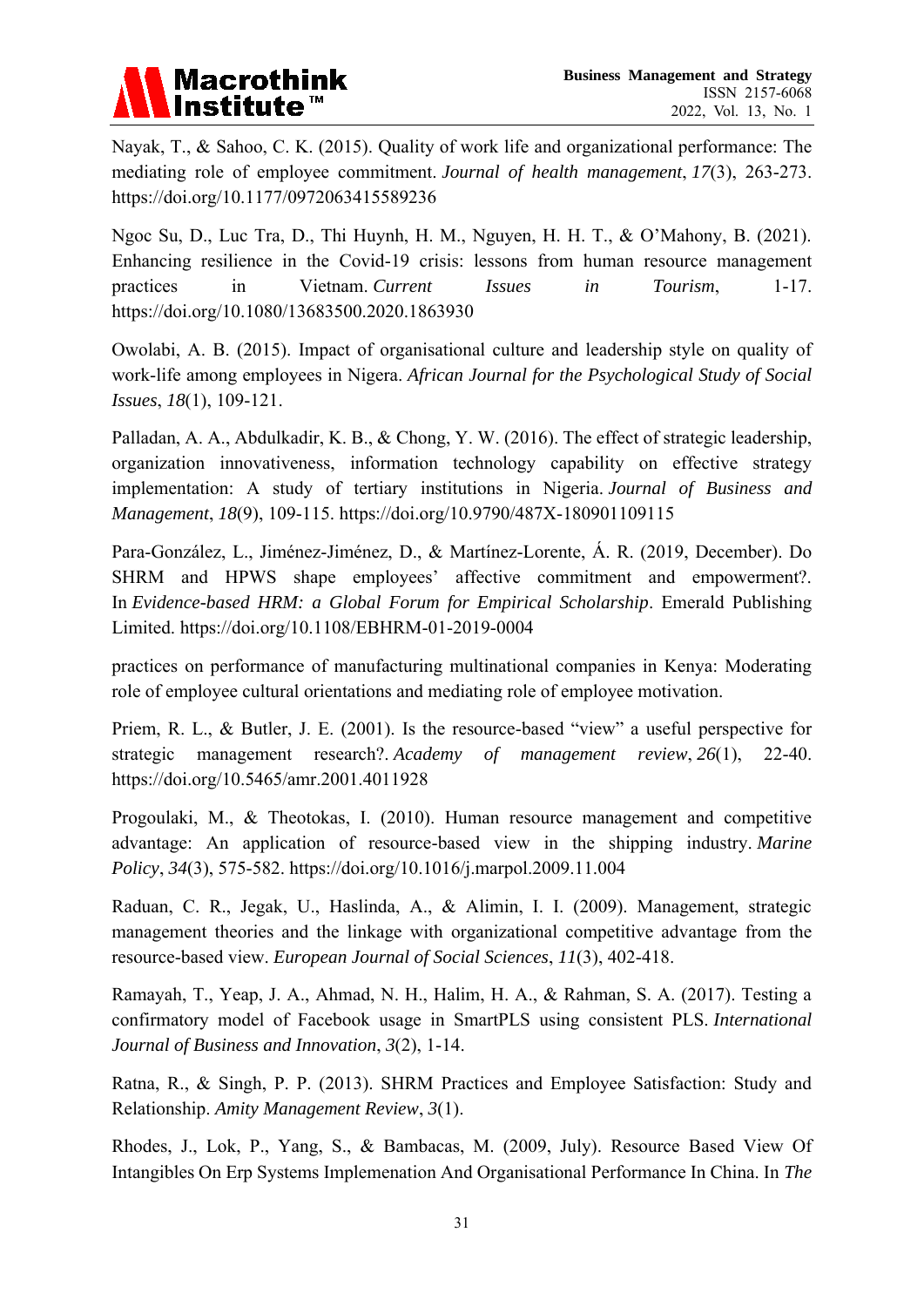Nayak, T., & Sahoo, C. K. (2015). Quality of work life and organizational performance: The mediating role of employee commitment. *Journal of health management*, *17*(3), 263-273. https://doi.org/10.1177/0972063415589236

Ngoc Su, D., Luc Tra, D., Thi Huynh, H. M., Nguyen, H. H. T., & O'Mahony, B. (2021). Enhancing resilience in the Covid-19 crisis: lessons from human resource management practices in Vietnam. *Current Issues in Tourism*, 1-17. https://doi.org/10.1080/13683500.2020.1863930

Owolabi, A. B. (2015). Impact of organisational culture and leadership style on quality of work-life among employees in Nigera. *African Journal for the Psychological Study of Social Issues*, *18*(1), 109-121.

Palladan, A. A., Abdulkadir, K. B., & Chong, Y. W. (2016). The effect of strategic leadership, organization innovativeness, information technology capability on effective strategy implementation: A study of tertiary institutions in Nigeria. *Journal of Business and Management*, *18*(9), 109-115. https://doi.org/10.9790/487X-180901109115

Para-González, L., Jiménez-Jiménez, D., & Martínez-Lorente, Á. R. (2019, December). Do SHRM and HPWS shape employees' affective commitment and empowerment?. In *Evidence-based HRM: a Global Forum for Empirical Scholarship*. Emerald Publishing Limited. https://doi.org/10.1108/EBHRM-01-2019-0004

practices on performance of manufacturing multinational companies in Kenya: Moderating role of employee cultural orientations and mediating role of employee motivation.

Priem, R. L., & Butler, J. E. (2001). Is the resource-based "view" a useful perspective for strategic management research?. *Academy of management review*, *26*(1), 22-40. https://doi.org/10.5465/amr.2001.4011928

Progoulaki, M., & Theotokas, I. (2010). Human resource management and competitive advantage: An application of resource-based view in the shipping industry. *Marine Policy*, *34*(3), 575-582. https://doi.org/10.1016/j.marpol.2009.11.004

Raduan, C. R., Jegak, U., Haslinda, A., & Alimin, I. I. (2009). Management, strategic management theories and the linkage with organizational competitive advantage from the resource-based view. *European Journal of Social Sciences*, *11*(3), 402-418.

Ramayah, T., Yeap, J. A., Ahmad, N. H., Halim, H. A., & Rahman, S. A. (2017). Testing a confirmatory model of Facebook usage in SmartPLS using consistent PLS. *International Journal of Business and Innovation*, *3*(2), 1-14.

Ratna, R., & Singh, P. P. (2013). SHRM Practices and Employee Satisfaction: Study and Relationship. *Amity Management Review*, *3*(1).

Rhodes, J., Lok, P., Yang, S., & Bambacas, M. (2009, July). Resource Based View Of Intangibles On Erp Systems Implemenation And Organisational Performance In China. In *The*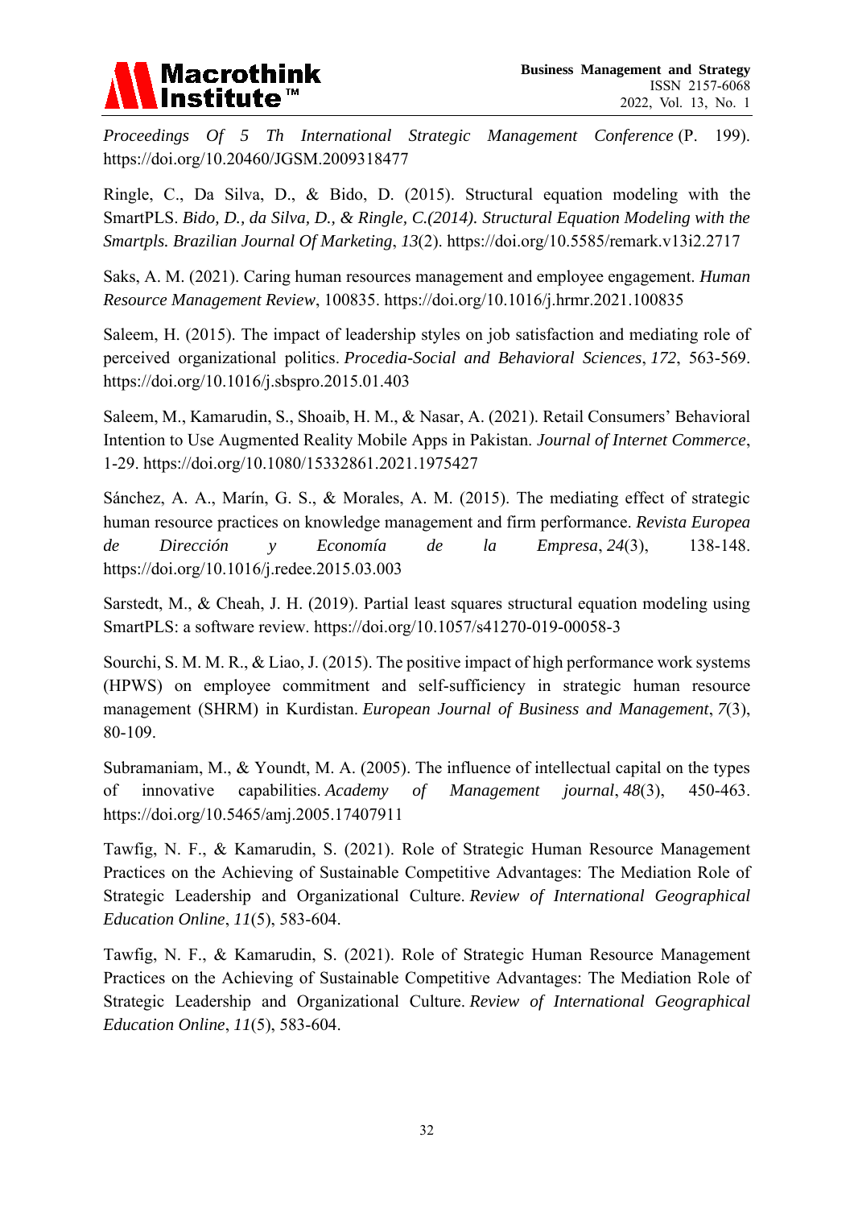*Proceedings Of 5 Th International Strategic Management Conference* (P. 199). https://doi.org/10.20460/JGSM.2009318477

Ringle, C., Da Silva, D., & Bido, D. (2015). Structural equation modeling with the SmartPLS. *Bido, D., da Silva, D., & Ringle, C.(2014). Structural Equation Modeling with the Smartpls. Brazilian Journal Of Marketing*, *13*(2). https://doi.org/10.5585/remark.v13i2.2717

Saks, A. M. (2021). Caring human resources management and employee engagement. *Human Resource Management Review*, 100835. https://doi.org/10.1016/j.hrmr.2021.100835

Saleem, H. (2015). The impact of leadership styles on job satisfaction and mediating role of perceived organizational politics. *Procedia-Social and Behavioral Sciences*, *172*, 563-569. https://doi.org/10.1016/j.sbspro.2015.01.403

Saleem, M., Kamarudin, S., Shoaib, H. M., & Nasar, A. (2021). Retail Consumers' Behavioral Intention to Use Augmented Reality Mobile Apps in Pakistan. *Journal of Internet Commerce*, 1-29. https://doi.org/10.1080/15332861.2021.1975427

Sánchez, A. A., Marín, G. S., & Morales, A. M. (2015). The mediating effect of strategic human resource practices on knowledge management and firm performance. *Revista Europea de Dirección y Economía de la Empresa*, *24*(3), 138-148. https://doi.org/10.1016/j.redee.2015.03.003

Sarstedt, M., & Cheah, J. H. (2019). Partial least squares structural equation modeling using SmartPLS: a software review. https://doi.org/10.1057/s41270-019-00058-3

Sourchi, S. M. M. R., & Liao, J. (2015). The positive impact of high performance work systems (HPWS) on employee commitment and self-sufficiency in strategic human resource management (SHRM) in Kurdistan. *European Journal of Business and Management*, *7*(3), 80-109.

Subramaniam, M., & Youndt, M. A. (2005). The influence of intellectual capital on the types of innovative capabilities. *Academy of Management journal*, *48*(3), 450-463. https://doi.org/10.5465/amj.2005.17407911

Tawfig, N. F., & Kamarudin, S. (2021). Role of Strategic Human Resource Management Practices on the Achieving of Sustainable Competitive Advantages: The Mediation Role of Strategic Leadership and Organizational Culture. *Review of International Geographical Education Online*, *11*(5), 583-604.

Tawfig, N. F., & Kamarudin, S. (2021). Role of Strategic Human Resource Management Practices on the Achieving of Sustainable Competitive Advantages: The Mediation Role of Strategic Leadership and Organizational Culture. *Review of International Geographical Education Online*, *11*(5), 583-604.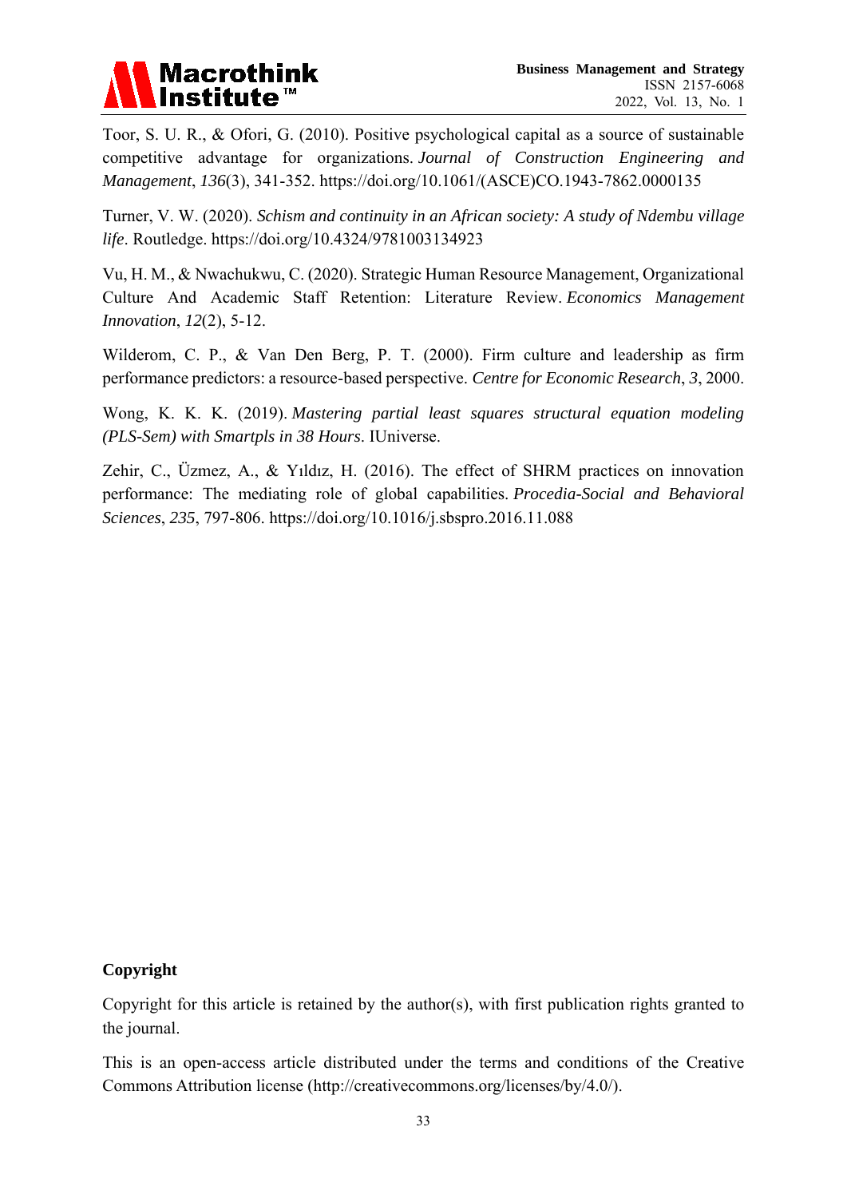Toor, S. U. R., & Ofori, G. (2010). Positive psychological capital as a source of sustainable competitive advantage for organizations. *Journal of Construction Engineering and Management*, *136*(3), 341-352. https://doi.org/10.1061/(ASCE)CO.1943-7862.0000135

Turner, V. W. (2020). *Schism and continuity in an African society: A study of Ndembu village life*. Routledge. https://doi.org/10.4324/9781003134923

Vu, H. M., & Nwachukwu, C. (2020). Strategic Human Resource Management, Organizational Culture And Academic Staff Retention: Literature Review. *Economics Management Innovation*, *12*(2), 5-12.

Wilderom, C. P., & Van Den Berg, P. T. (2000). Firm culture and leadership as firm performance predictors: a resource-based perspective. *Centre for Economic Research*, *3*, 2000.

Wong, K. K. K. (2019). *Mastering partial least squares structural equation modeling (PLS-Sem) with Smartpls in 38 Hours*. IUniverse.

Zehir, C., Üzmez, A., & Yıldız, H. (2016). The effect of SHRM practices on innovation performance: The mediating role of global capabilities. *Procedia-Social and Behavioral Sciences*, *235*, 797-806. https://doi.org/10.1016/j.sbspro.2016.11.088

## Copyright

Copyright for this article is retained by the author(s), with first publication rights granted to the journal.

This is an open-access article distributed under the terms and conditions of the Creative Commons Attribution license (http://creativecommons.org/licenses/by/4.0/).